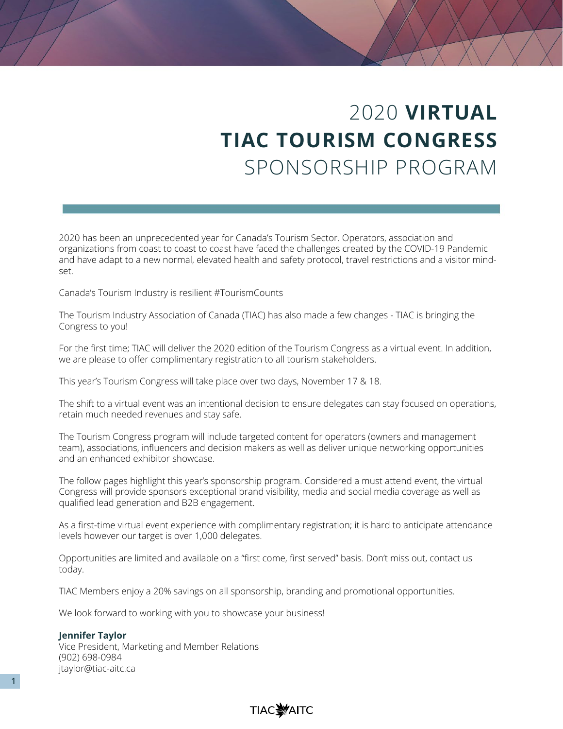# 2020 **VIRTUAL TIAC TOURISM CONGRESS** SPONSORSHIP PROGRAM

2020 has been an unprecedented year for Canada's Tourism Sector. Operators, association and organizations from coast to coast to coast have faced the challenges created by the COVID-19 Pandemic and have adapt to a new normal, elevated health and safety protocol, travel restrictions and a visitor mind-set.

Canada's Tourism Industry is resilient #TourismCounts

The Tourism Industry Association of Canada (TIAC) has also made a few changes - TIAC is bringing the Congress to you!

For the first time; TIAC will deliver the 2020 edition of the Tourism Congress as a virtual event. In addition, we are please to offer complimentary registration to all tourism stakeholders.

This year's Tourism Congress will take place over two days, November 17 & 18.

The shift to a virtual event was an intentional decision to ensure delegates can stay focused on operations, retain much needed revenues and stay safe.

The Tourism Congress program will include targeted content for operators (owners and management team), associations, influencers and decision makers as well as deliver unique networking opportunities and an enhanced exhibitor showcase.

The follow pages highlight this year's sponsorship program. Considered a must attend event, the virtual Congress will provide sponsors exceptional brand visibility, media and social media coverage as well as qualified lead generation and B2B engagement.

As a first-time virtual event experience with complimentary registration; it is hard to anticipate attendance levels however our target is over 1,000 delegates.

Opportunities are limited and available on a "first come, first served" basis. Don't miss out, contact us today.

TIAC Members enjoy a 20% savings on all sponsorship, branding and promotional opportunities.

We look forward to working with you to showcase your business!

**Jennifer Taylor**
Vice President, Marketing and Member Relations
(902) 698-0984
jtaylor@tiac-aitc.ca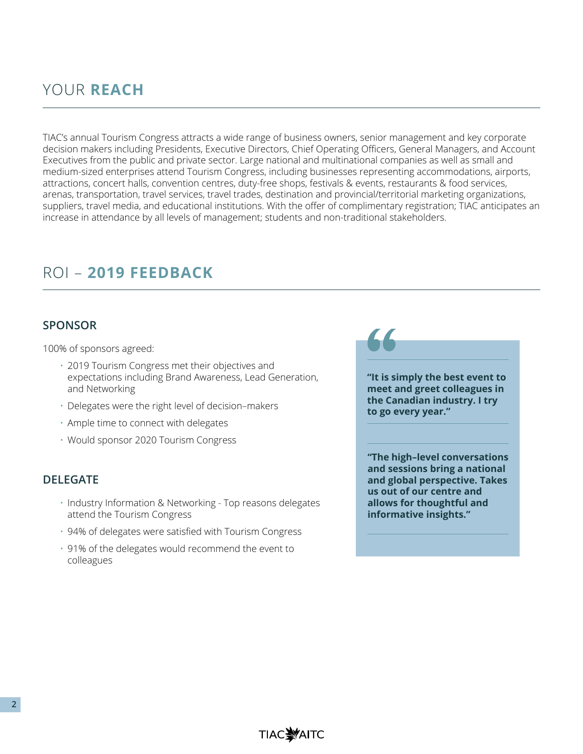## YOUR **REACH**

TIAC's annual Tourism Congress attracts a wide range of business owners, senior management and key corporate decision makers including Presidents, Executive Directors, Chief Operating Officers, General Managers, and Account Executives from the public and private sector. Large national and multinational companies as well as small and medium-sized enterprises attend Tourism Congress, including businesses representing accommodations, airports, attractions, concert halls, convention centres, duty-free shops, festivals & events, restaurants & food services, arenas, transportation, travel services, travel trades, destination and provincial/territorial marketing organizations, suppliers, travel media, and educational institutions. With the offer of complimentary registration; TIAC anticipates an increase in attendance by all levels of management; students and non-traditional stakeholders.

## ROI – **2019 FEEDBACK**

### SPONSOR

100% of sponsors agreed:

- 2019 Tourism Congress met their objectives and expectations including Brand Awareness, Lead Generation, and Networking
- Delegates were the right level of decision–makers
- Ample time to connect with delegates
- Would sponsor 2020 Tourism Congress

### DELEGATE

- Industry Information & Networking - Top reasons delegates attend the Tourism Congress
- 94% of delegates were satisfied with Tourism Congress
- 91% of the delegates would recommend the event to colleagues

**"It is simply the best event to meet and greet colleagues in the Canadian industry. I try to go every year."**

**"The high–level conversations and sessions bring a national and global perspective. Takes us out of our centre and allows for thoughtful and informative insights."**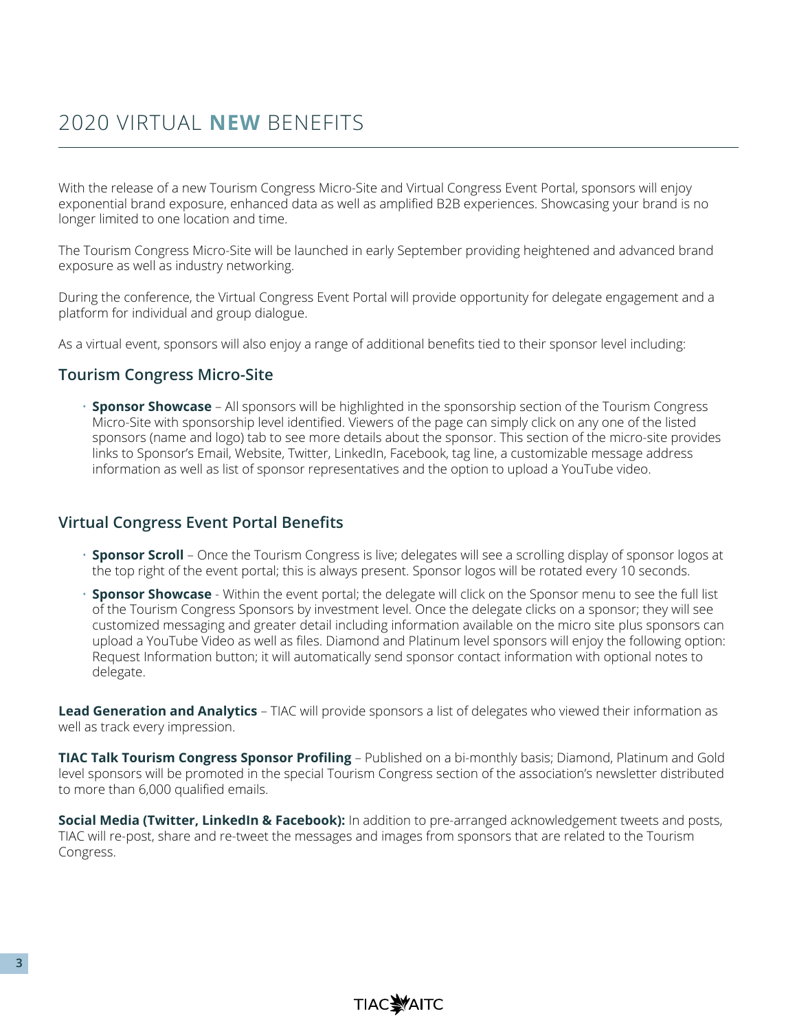# 2020 VIRTUAL **NEW** BENEFITS

With the release of a new Tourism Congress Micro-Site and Virtual Congress Event Portal, sponsors will enjoy exponential brand exposure, enhanced data as well as amplified B2B experiences. Showcasing your brand is no longer limited to one location and time.

The Tourism Congress Micro-Site will be launched in early September providing heightened and advanced brand exposure as well as industry networking.

During the conference, the Virtual Congress Event Portal will provide opportunity for delegate engagement and a platform for individual and group dialogue.

As a virtual event, sponsors will also enjoy a range of additional benefits tied to their sponsor level including:

## Tourism Congress Micro-Site

- **Sponsor Showcase** – All sponsors will be highlighted in the sponsorship section of the Tourism Congress Micro-Site with sponsorship level identified. Viewers of the page can simply click on any one of the listed sponsors (name and logo) tab to see more details about the sponsor. This section of the micro-site provides links to Sponsor's Email, Website, Twitter, LinkedIn, Facebook, tag line, a customizable message address information as well as list of sponsor representatives and the option to upload a YouTube video.

## Virtual Congress Event Portal Benefits

- **Sponsor Scroll** – Once the Tourism Congress is live; delegates will see a scrolling display of sponsor logos at the top right of the event portal; this is always present. Sponsor logos will be rotated every 10 seconds.
- **Sponsor Showcase** - Within the event portal; the delegate will click on the Sponsor menu to see the full list of the Tourism Congress Sponsors by investment level. Once the delegate clicks on a sponsor; they will see customized messaging and greater detail including information available on the micro site plus sponsors can upload a YouTube Video as well as files. Diamond and Platinum level sponsors will enjoy the following option: Request Information button; it will automatically send sponsor contact information with optional notes to delegate.

**Lead Generation and Analytics** – TIAC will provide sponsors a list of delegates who viewed their information as well as track every impression.

**TIAC Talk Tourism Congress Sponsor Profiling** – Published on a bi-monthly basis; Diamond, Platinum and Gold level sponsors will be promoted in the special Tourism Congress section of the association's newsletter distributed to more than 6,000 qualified emails.

**Social Media (Twitter, LinkedIn & Facebook):** In addition to pre-arranged acknowledgement tweets and posts, TIAC will re-post, share and re-tweet the messages and images from sponsors that are related to the Tourism Congress.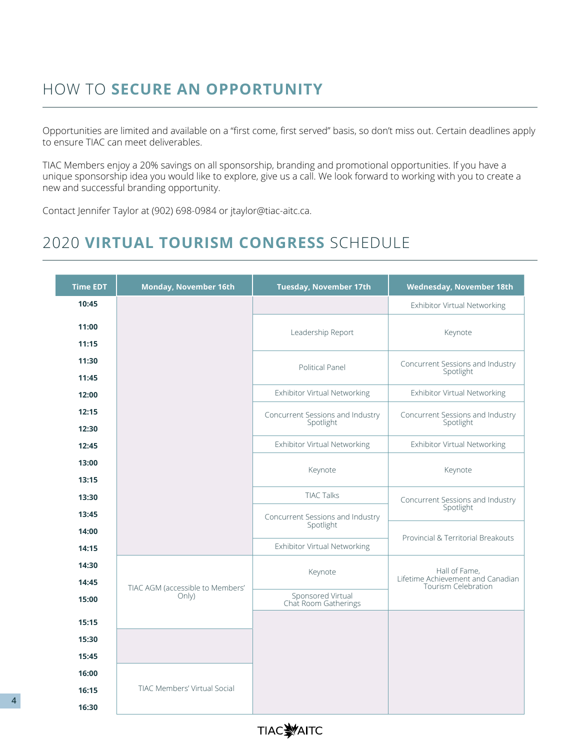## HOW TO **SECURE AN OPPORTUNITY**

Opportunities are limited and available on a "first come, first served" basis, so don't miss out. Certain deadlines apply to ensure TIAC can meet deliverables.

TIAC Members enjoy a 20% savings on all sponsorship, branding and promotional opportunities. If you have a unique sponsorship idea you would like to explore, give us a call. We look forward to working with you to create a new and successful branding opportunity.

Contact Jennifer Taylor at (902) 698-0984 or jtaylor@tiac-aitc.ca.

## 2020 **VIRTUAL TOURISM CONGRESS** SCHEDULE

| Time EDT | Monday, November 16th | Tuesday, November 17th | Wednesday, November 18th |
|---|---|---|---|
| 10:45 | | | Exhibitor Virtual Networking |
| 11:00 | | Leadership Report | Keynote |
| 11:15 | | | |
| 11:30 | | Political Panel | Concurrent Sessions and Industry Spotlight |
| 11:45 | | | |
| 12:00 | | Exhibitor Virtual Networking | Exhibitor Virtual Networking |
| 12:15 | | Concurrent Sessions and Industry Spotlight | Concurrent Sessions and Industry Spotlight |
| 12:30 | | | |
| 12:45 | | Exhibitor Virtual Networking | Exhibitor Virtual Networking |
| 13:00 | | Keynote | Keynote |
| 13:15 | | | |
| 13:30 | | TIAC Talks | Concurrent Sessions and Industry Spotlight |
| 13:45 | | Concurrent Sessions and Industry Spotlight | |
| 14:00 | | | Provincial & Territorial Breakouts |
| 14:15 | | Exhibitor Virtual Networking | |
| 14:30 | TIAC AGM (accessible to Members' Only) | Keynote | Hall of Fame, Lifetime Achievement and Canadian Tourism Celebration |
| 14:45 | | | |
| 15:00 | | Sponsored Virtual Chat Room Gatherings | |
| 15:15 | | | |
| 15:30 | | | |
| 15:45 | | | |
| 16:00 | TIAC Members' Virtual Social | | |
| 16:15 | | | |
| 16:30 | | | |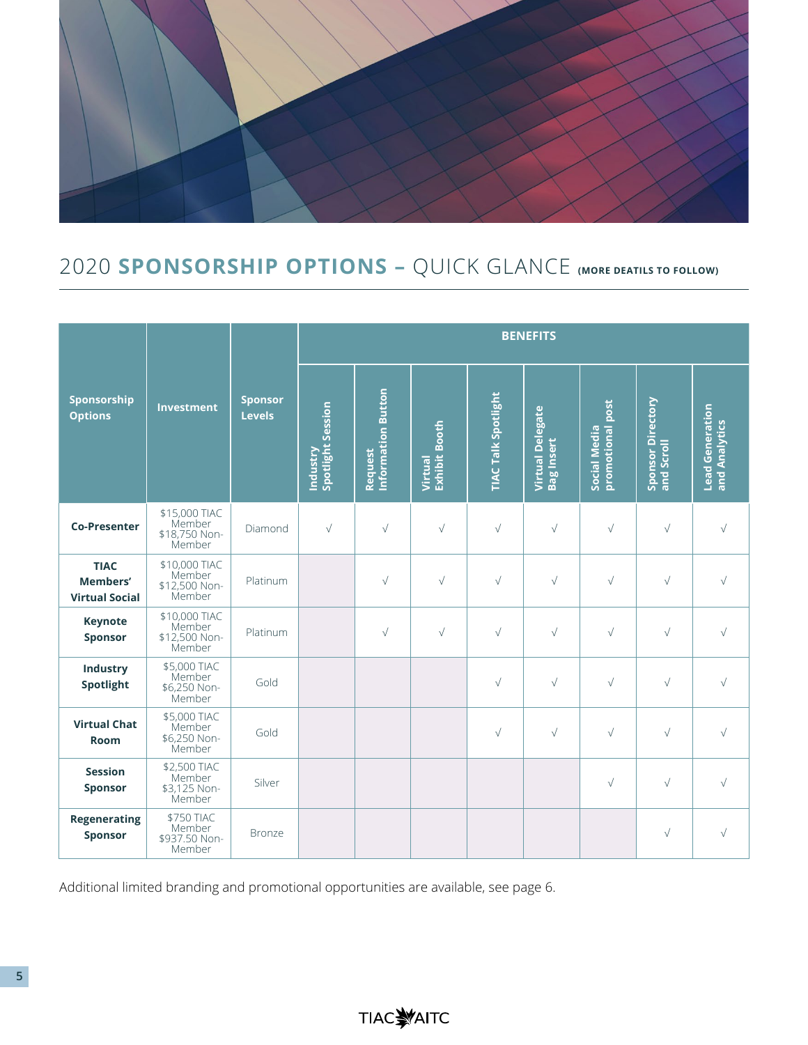## 2020 **SPONSORSHIP OPTIONS –** QUICK GLANCE (MORE DEATILS TO FOLLOW)

| Sponsorship Options | Investment | Sponsor Levels | BENEFITS | | | | | | | |
|---|---|---|---|---|---|---|---|---|---|---|
| | | | Industry Spotlight Session | Request Information Button | Virtual Exhibit Booth | TIAC Talk Spotlight | Virtual Delegate Bag Insert | Social Media promotional post | Sponsor Directory and Scroll | Lead Generation and Analytics |
| **Co-Presenter** | $15,000 TIAC Member $18,750 Non-Member | Diamond | √ | √ | √ | √ | √ | √ | √ | √ |
| **TIAC Members' Virtual Social** | $10,000 TIAC Member $12,500 Non-Member | Platinum | | √ | √ | √ | √ | √ | √ | √ |
| **Keynote Sponsor** | $10,000 TIAC Member $12,500 Non-Member | Platinum | | √ | √ | √ | √ | √ | √ | √ |
| **Industry Spotlight** | $5,000 TIAC Member $6,250 Non-Member | Gold | | | | √ | √ | √ | √ | √ |
| **Virtual Chat Room** | $5,000 TIAC Member $6,250 Non-Member | Gold | | | | √ | √ | √ | √ | √ |
| **Session Sponsor** | $2,500 TIAC Member $3,125 Non-Member | Silver | | | | | | √ | √ | √ |
| **Regenerating Sponsor** | $750 TIAC Member $937.50 Non-Member | Bronze | | | | | | | √ | √ |

Additional limited branding and promotional opportunities are available, see page 6.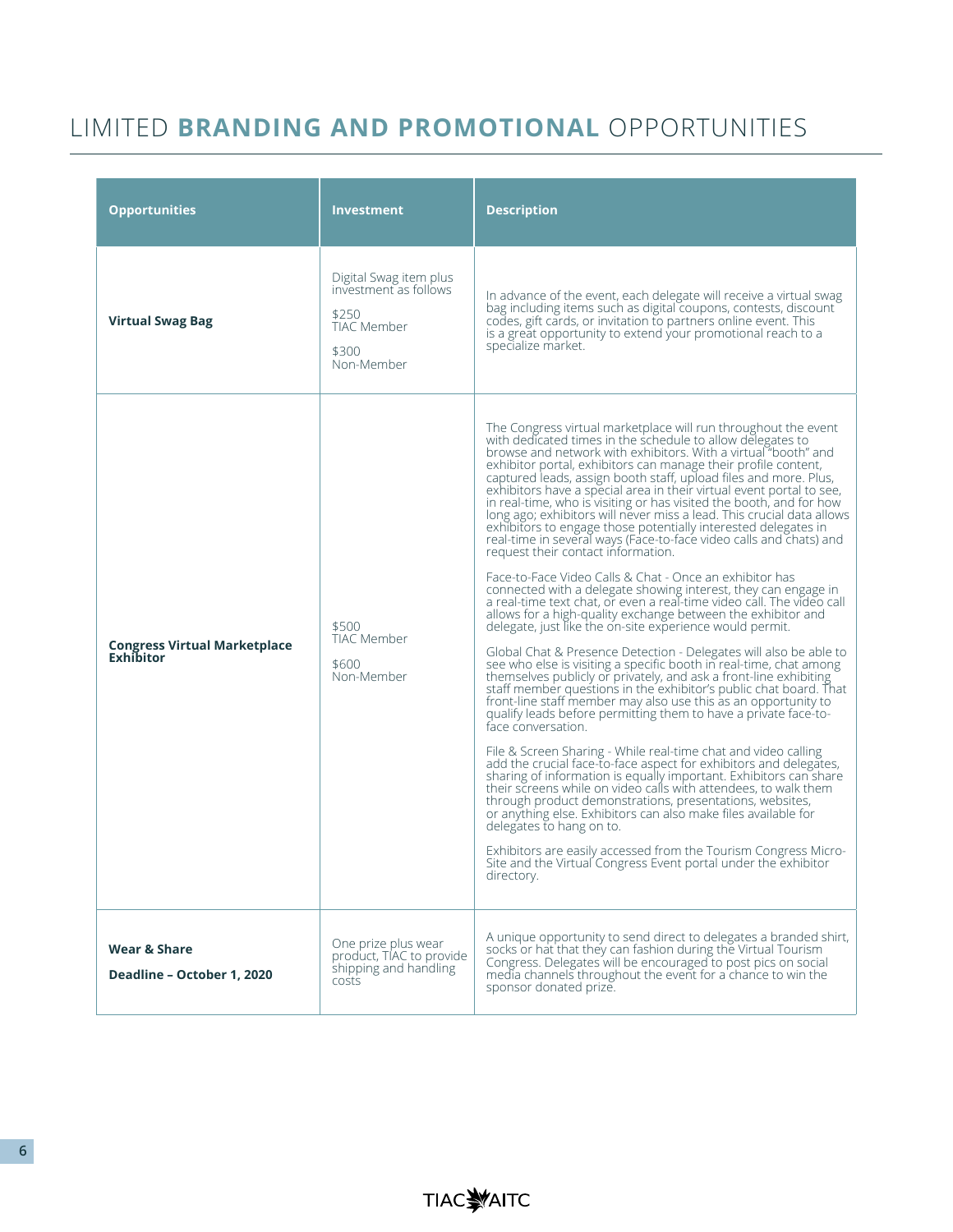# LIMITED **BRANDING AND PROMOTIONAL** OPPORTUNITIES

| Opportunities | Investment | Description |
|---|---|---|
| **Virtual Swag Bag** | Digital Swag item plus investment as follows<br><br>$250<br>TIAC Member<br><br>$300<br>Non-Member | In advance of the event, each delegate will receive a virtual swag bag including items such as digital coupons, contests, discount codes, gift cards, or invitation to partners online event. This is a great opportunity to extend your promotional reach to a specialize market. |
| **Congress Virtual Marketplace Exhibitor** | $500<br>TIAC Member<br><br>$600<br>Non-Member | The Congress virtual marketplace will run throughout the event with dedicated times in the schedule to allow delegates to browse and network with exhibitors. With a virtual "booth" and exhibitor portal, exhibitors can manage their profile content, captured leads, assign booth staff, upload files and more. Plus, exhibitors have a special area in their virtual event portal to see, in real-time, who is visiting or has visited the booth, and for how long ago; exhibitors will never miss a lead. This crucial data allows exhibitors to engage those potentially interested delegates in real-time in several ways (Face-to-face video calls and chats) and request their contact information.<br><br>Face-to-Face Video Calls & Chat - Once an exhibitor has connected with a delegate showing interest, they can engage in a real-time text chat, or even a real-time video call. The video call allows for a high-quality exchange between the exhibitor and delegate, just like the on-site experience would permit.<br><br>Global Chat & Presence Detection - Delegates will also be able to see who else is visiting a specific booth in real-time, chat among themselves publicly or privately, and ask a front-line exhibiting staff member questions in the exhibitor's public chat board. That front-line staff member may also use this as an opportunity to qualify leads before permitting them to have a private face-to-face conversation.<br><br>File & Screen Sharing - While real-time chat and video calling add the crucial face-to-face aspect for exhibitors and delegates, sharing of information is equally important. Exhibitors can share their screens while on video calls with attendees, to walk them through product demonstrations, presentations, websites, or anything else. Exhibitors can also make files available for delegates to hang on to.<br><br>Exhibitors are easily accessed from the Tourism Congress Micro-Site and the Virtual Congress Event portal under the exhibitor directory. |
| **Wear & Share**<br><br>**Deadline – October 1, 2020** | One prize plus wear product, TIAC to provide shipping and handling costs | A unique opportunity to send direct to delegates a branded shirt, socks or hat that they can fashion during the Virtual Tourism Congress. Delegates will be encouraged to post pics on social media channels throughout the event for a chance to win the sponsor donated prize. |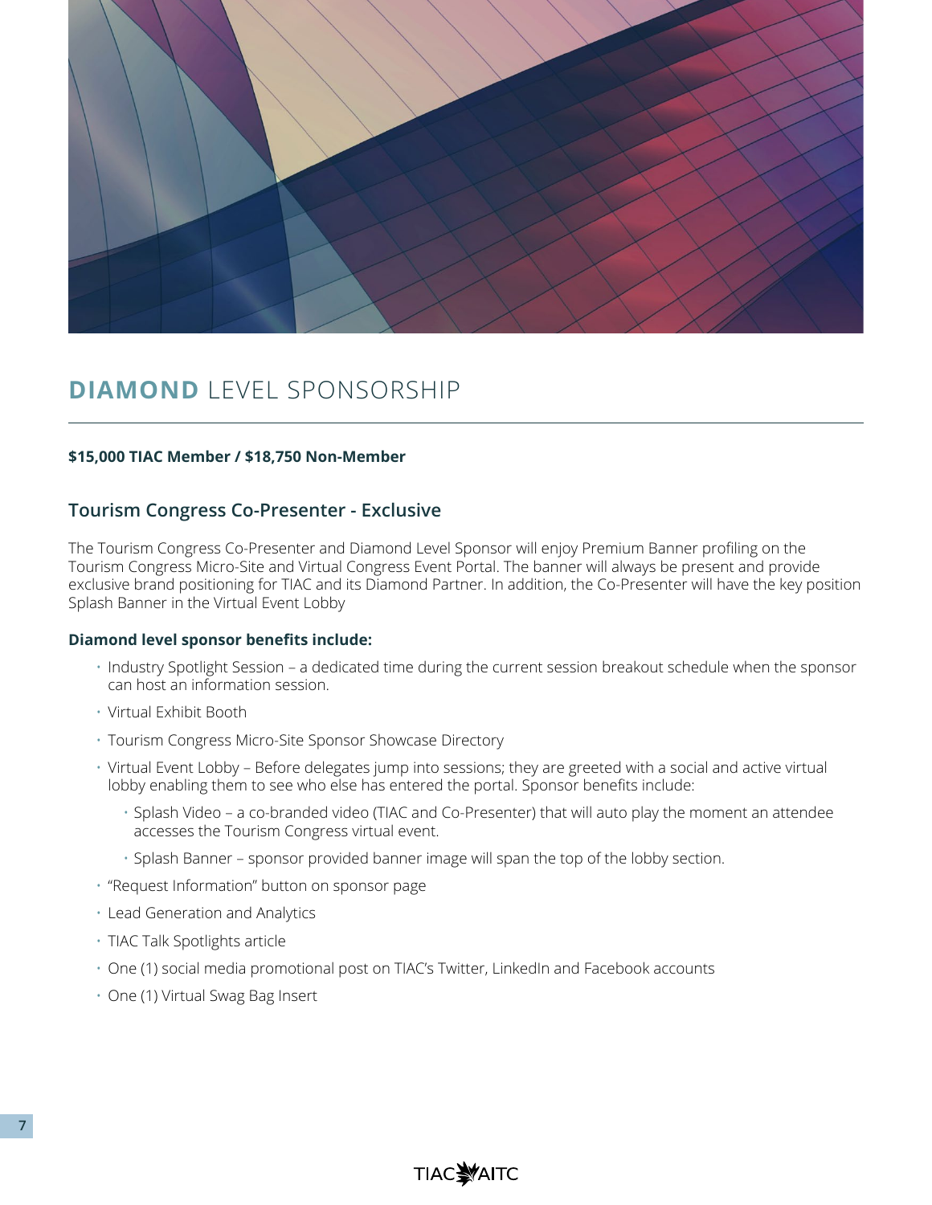# **DIAMOND** LEVEL SPONSORSHIP

**$15,000 TIAC Member / $18,750 Non-Member**

## Tourism Congress Co-Presenter - Exclusive

The Tourism Congress Co-Presenter and Diamond Level Sponsor will enjoy Premium Banner profiling on the Tourism Congress Micro-Site and Virtual Congress Event Portal. The banner will always be present and provide exclusive brand positioning for TIAC and its Diamond Partner. In addition, the Co-Presenter will have the key position Splash Banner in the Virtual Event Lobby

**Diamond level sponsor benefits include:**

- Industry Spotlight Session – a dedicated time during the current session breakout schedule when the sponsor can host an information session.
- Virtual Exhibit Booth
- Tourism Congress Micro-Site Sponsor Showcase Directory
- Virtual Event Lobby – Before delegates jump into sessions; they are greeted with a social and active virtual lobby enabling them to see who else has entered the portal. Sponsor benefits include:
  - Splash Video – a co-branded video (TIAC and Co-Presenter) that will auto play the moment an attendee accesses the Tourism Congress virtual event.
  - Splash Banner – sponsor provided banner image will span the top of the lobby section.
- "Request Information" button on sponsor page
- Lead Generation and Analytics
- TIAC Talk Spotlights article
- One (1) social media promotional post on TIAC's Twitter, LinkedIn and Facebook accounts
- One (1) Virtual Swag Bag Insert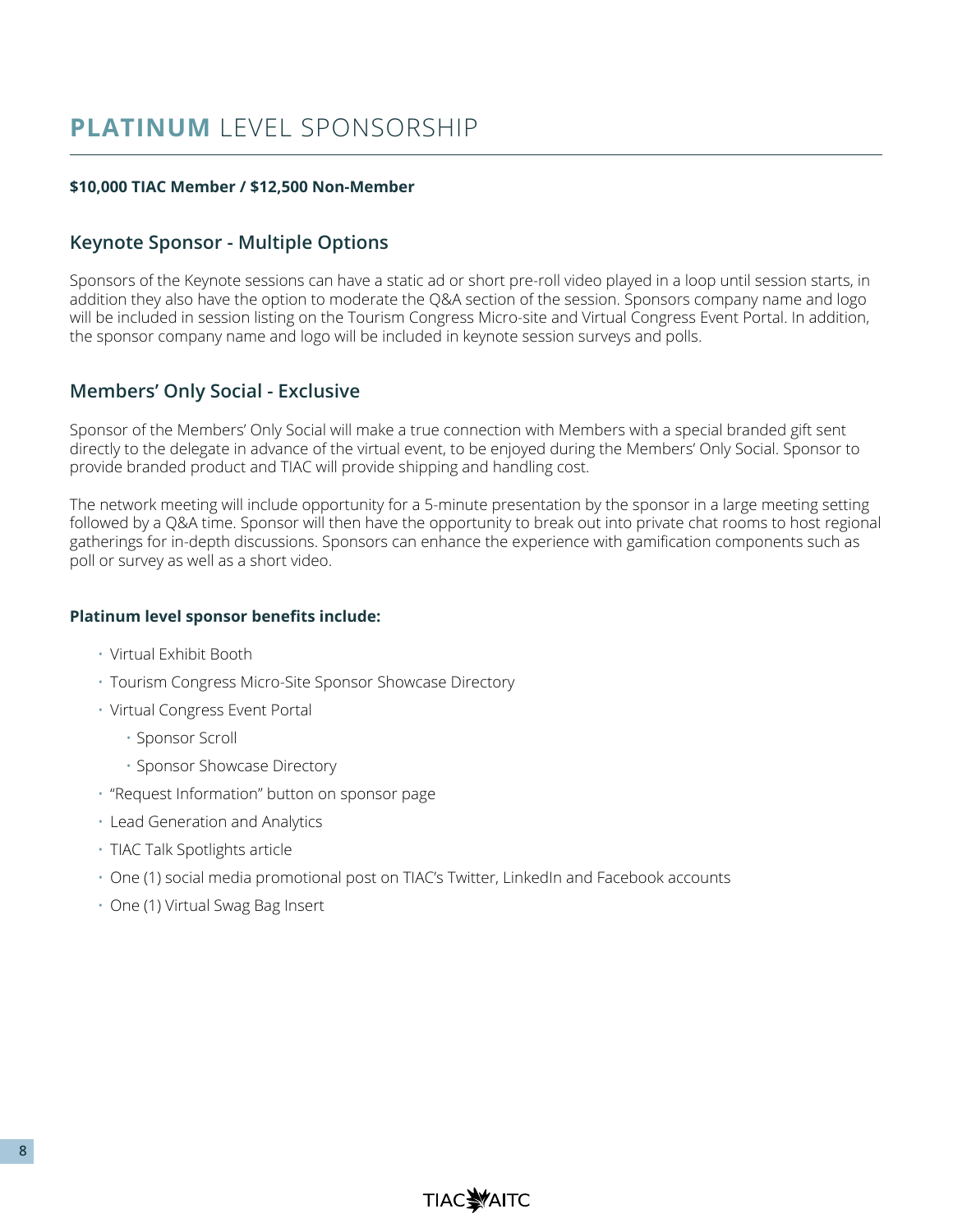# **PLATINUM** LEVEL SPONSORSHIP

**$10,000 TIAC Member / $12,500 Non-Member**

## Keynote Sponsor - Multiple Options

Sponsors of the Keynote sessions can have a static ad or short pre-roll video played in a loop until session starts, in addition they also have the option to moderate the Q&A section of the session. Sponsors company name and logo will be included in session listing on the Tourism Congress Micro-site and Virtual Congress Event Portal. In addition, the sponsor company name and logo will be included in keynote session surveys and polls.

## Members' Only Social - Exclusive

Sponsor of the Members' Only Social will make a true connection with Members with a special branded gift sent directly to the delegate in advance of the virtual event, to be enjoyed during the Members' Only Social. Sponsor to provide branded product and TIAC will provide shipping and handling cost.

The network meeting will include opportunity for a 5-minute presentation by the sponsor in a large meeting setting followed by a Q&A time. Sponsor will then have the opportunity to break out into private chat rooms to host regional gatherings for in-depth discussions. Sponsors can enhance the experience with gamification components such as poll or survey as well as a short video.

**Platinum level sponsor benefits include:**

- Virtual Exhibit Booth
- Tourism Congress Micro-Site Sponsor Showcase Directory
- Virtual Congress Event Portal
  - Sponsor Scroll
  - Sponsor Showcase Directory
- "Request Information" button on sponsor page
- Lead Generation and Analytics
- TIAC Talk Spotlights article
- One (1) social media promotional post on TIAC's Twitter, LinkedIn and Facebook accounts
- One (1) Virtual Swag Bag Insert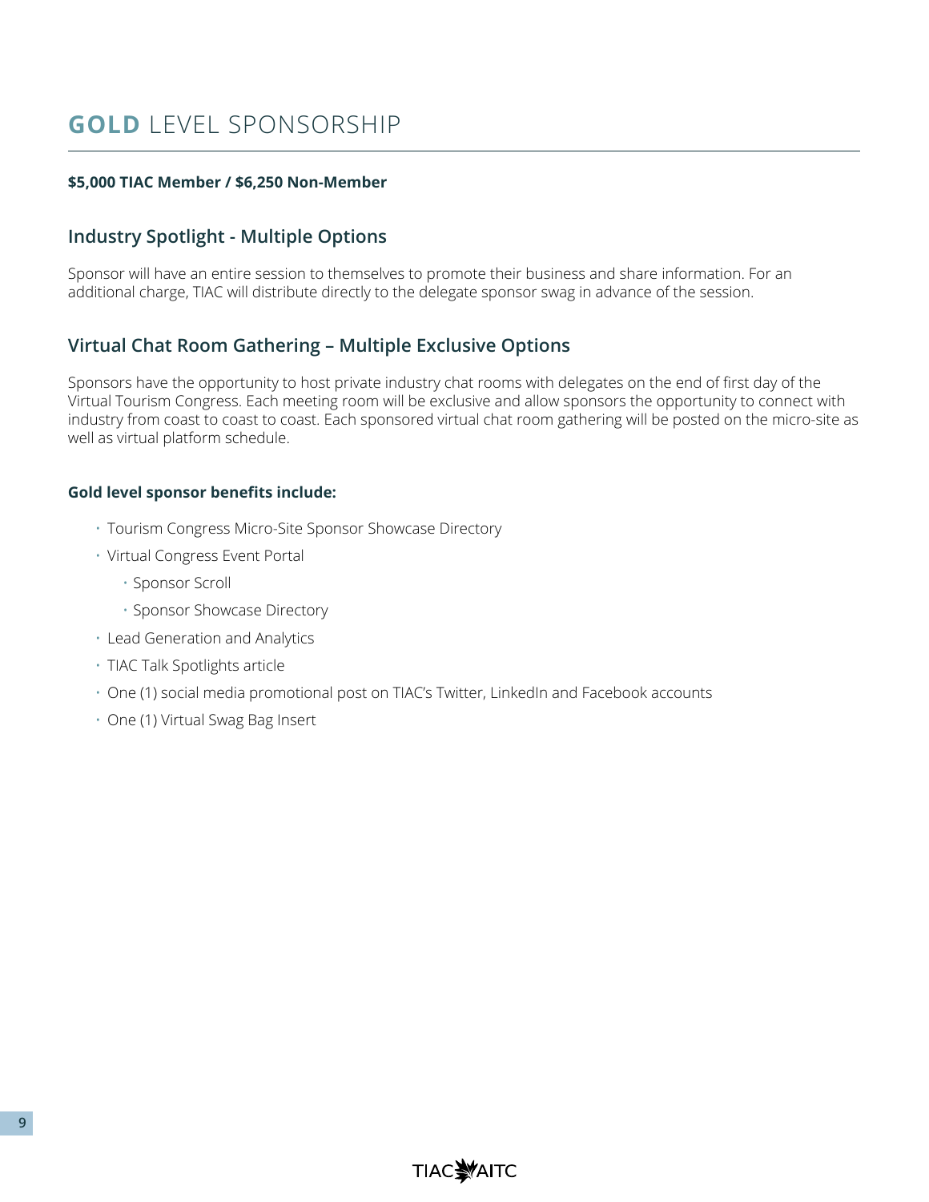# **GOLD** LEVEL SPONSORSHIP

**$5,000 TIAC Member / $6,250 Non-Member**

## Industry Spotlight - Multiple Options

Sponsor will have an entire session to themselves to promote their business and share information. For an additional charge, TIAC will distribute directly to the delegate sponsor swag in advance of the session.

## Virtual Chat Room Gathering – Multiple Exclusive Options

Sponsors have the opportunity to host private industry chat rooms with delegates on the end of first day of the Virtual Tourism Congress. Each meeting room will be exclusive and allow sponsors the opportunity to connect with industry from coast to coast to coast. Each sponsored virtual chat room gathering will be posted on the micro-site as well as virtual platform schedule.

**Gold level sponsor benefits include:**

- Tourism Congress Micro-Site Sponsor Showcase Directory
- Virtual Congress Event Portal
    - Sponsor Scroll
    - Sponsor Showcase Directory
- Lead Generation and Analytics
- TIAC Talk Spotlights article
- One (1) social media promotional post on TIAC's Twitter, LinkedIn and Facebook accounts
- One (1) Virtual Swag Bag Insert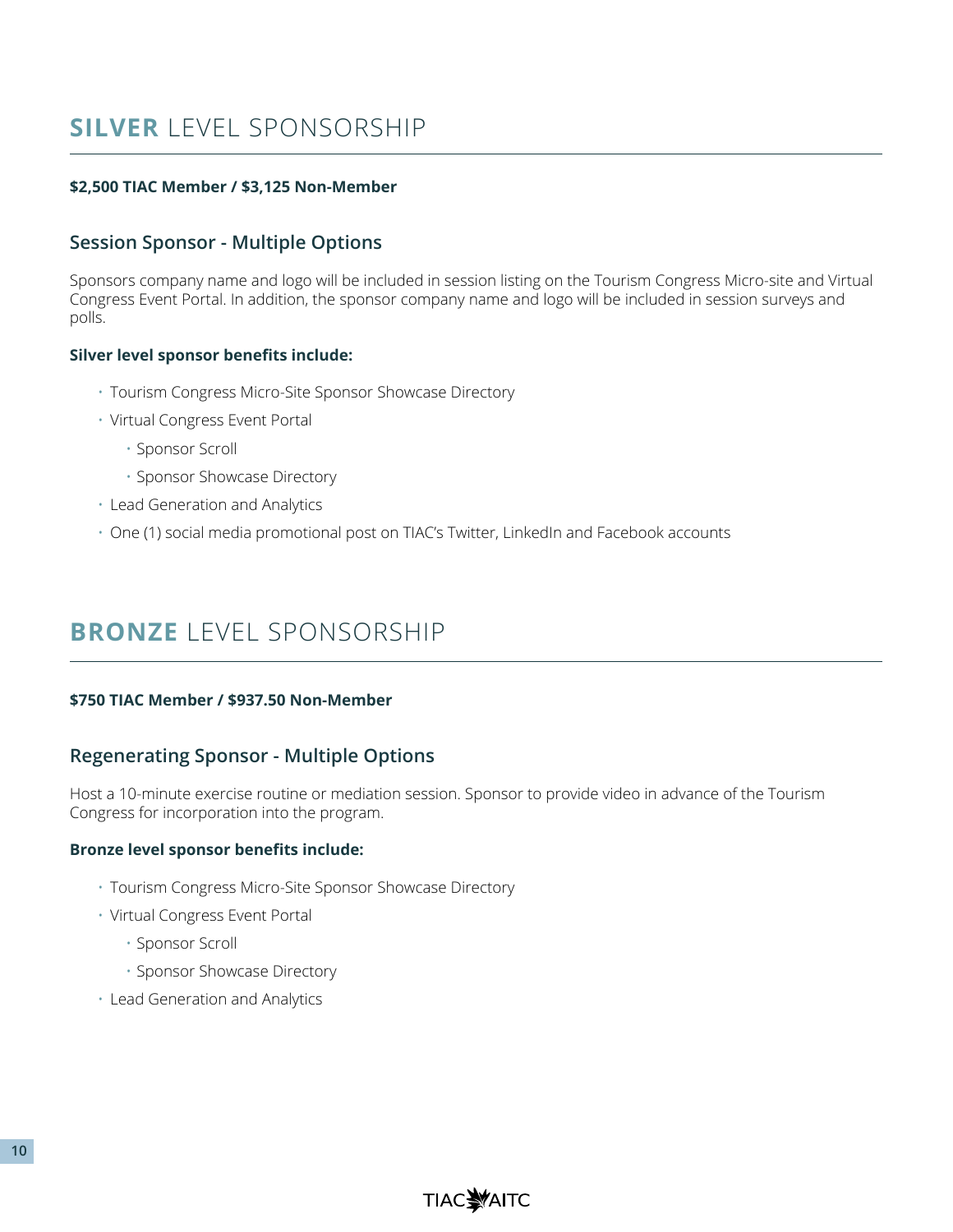# **SILVER** LEVEL SPONSORSHIP

**$2,500 TIAC Member / $3,125 Non-Member**

## Session Sponsor - Multiple Options

Sponsors company name and logo will be included in session listing on the Tourism Congress Micro-site and Virtual Congress Event Portal. In addition, the sponsor company name and logo will be included in session surveys and polls.

**Silver level sponsor benefits include:**

- Tourism Congress Micro-Site Sponsor Showcase Directory
- Virtual Congress Event Portal
    - Sponsor Scroll
    - Sponsor Showcase Directory
- Lead Generation and Analytics
- One (1) social media promotional post on TIAC's Twitter, LinkedIn and Facebook accounts

# **BRONZE** LEVEL SPONSORSHIP

**$750 TIAC Member / $937.50 Non-Member**

## Regenerating Sponsor - Multiple Options

Host a 10-minute exercise routine or mediation session. Sponsor to provide video in advance of the Tourism Congress for incorporation into the program.

**Bronze level sponsor benefits include:**

- Tourism Congress Micro-Site Sponsor Showcase Directory
- Virtual Congress Event Portal
    - Sponsor Scroll
    - Sponsor Showcase Directory
- Lead Generation and Analytics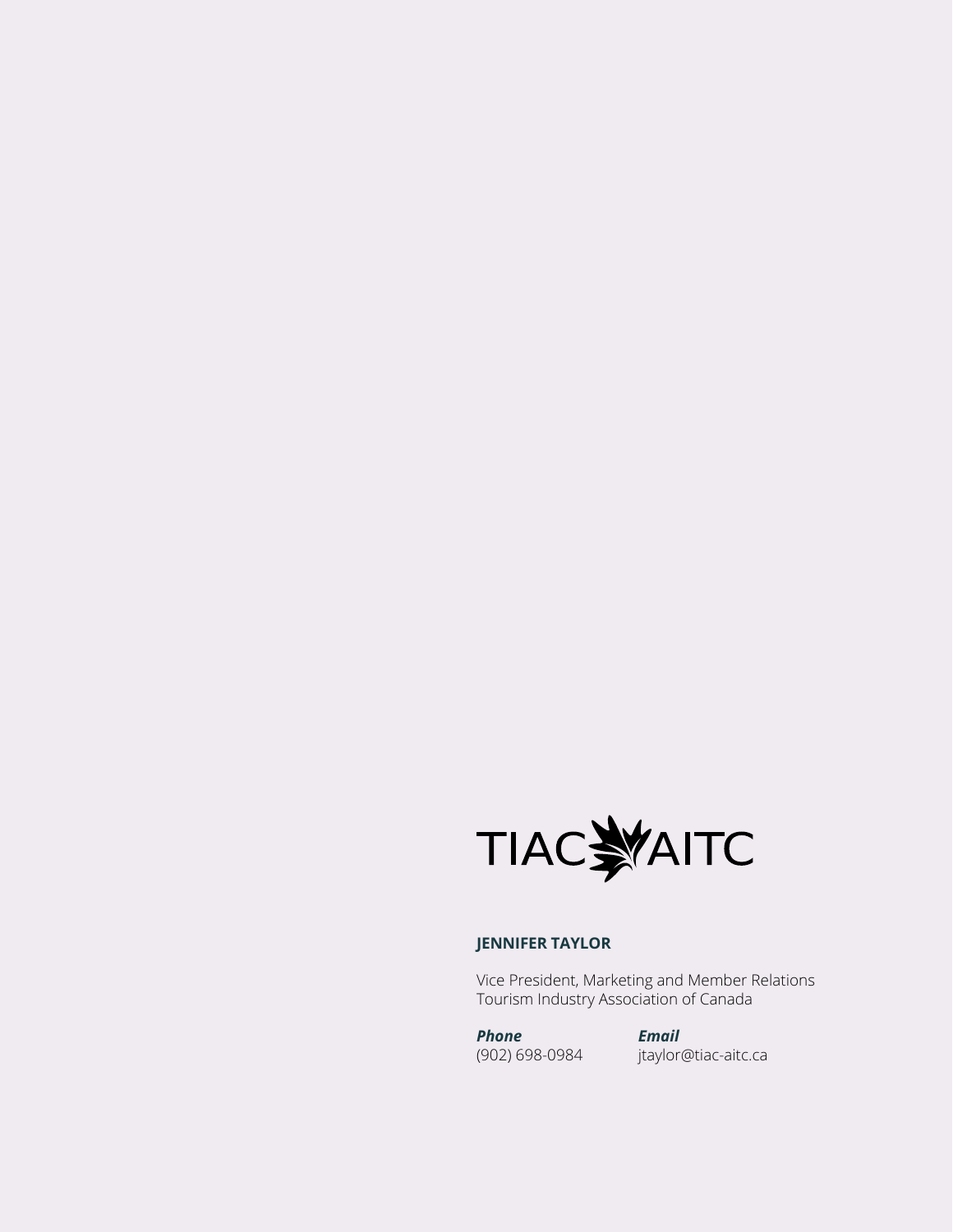TIAC AITC

**JENNIFER TAYLOR**

Vice President, Marketing and Member Relations
Tourism Industry Association of Canada

***Phone***
(902) 698-0984

***Email***
jtaylor@tiac-aitc.ca